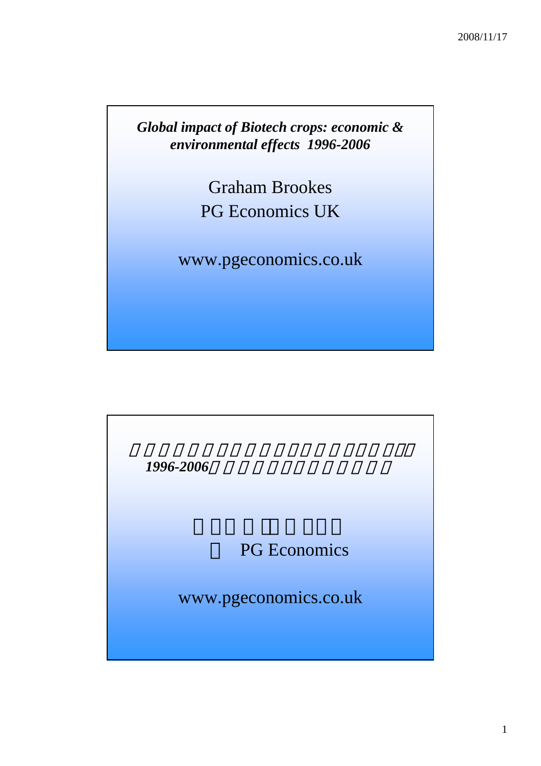*Global impact of Biotech crops: economic & environmental effects 1996-2006*

Graham Brookes
PG Economics UK

www.pgeconomics.co.uk

---

*1996-2006*

PG Economics

www.pgeconomics.co.uk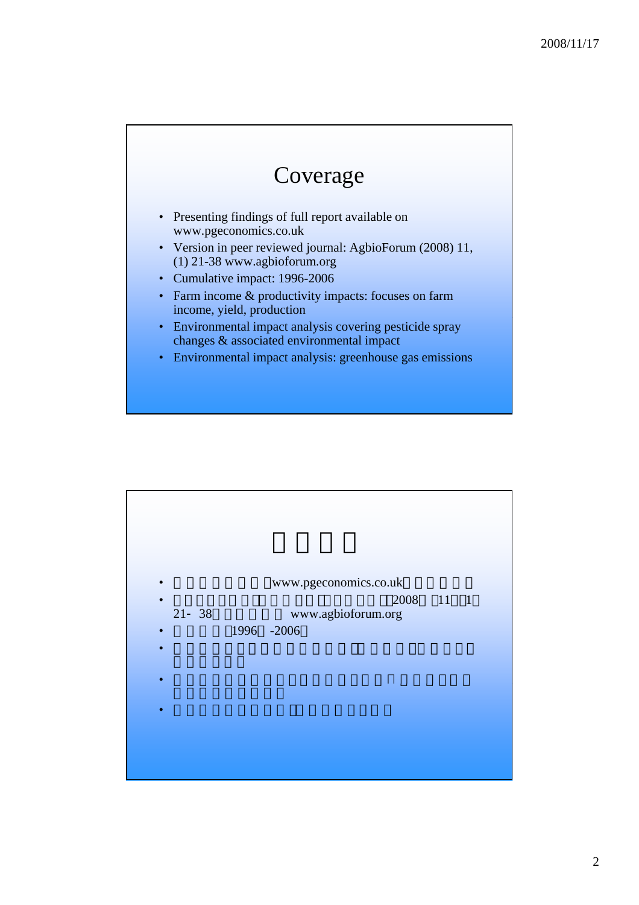# Coverage

- Presenting findings of full report available on www.pgeconomics.co.uk
- Version in peer reviewed journal: AgbioForum (2008) 11, (1) 21-38 www.agbioforum.org
- Cumulative impact: 1996-2006
- Farm income & productivity impacts: focuses on farm income, yield, production
- Environmental impact analysis covering pesticide spray changes & associated environmental impact
- Environmental impact analysis: greenhouse gas emissions

- www.pgeconomics.co.uk
- 2008 11 1 21- 38 www.agbioforum.org
- 1996 -2006
- 
- 
-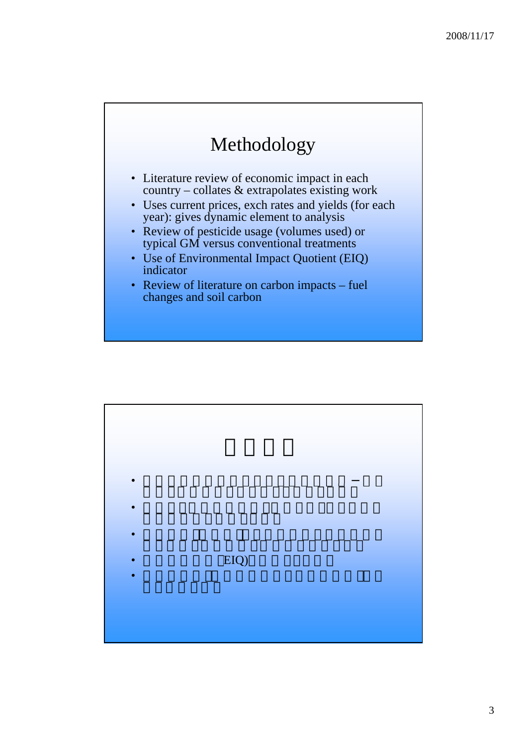# Methodology

- Literature review of economic impact in each country – collates & extrapolates existing work
- Uses current prices, exch rates and yields (for each year): gives dynamic element to analysis
- Review of pesticide usage (volumes used) or typical GM versus conventional treatments
- Use of Environmental Impact Quotient (EIQ) indicator
- Review of literature on carbon impacts – fuel changes and soil carbon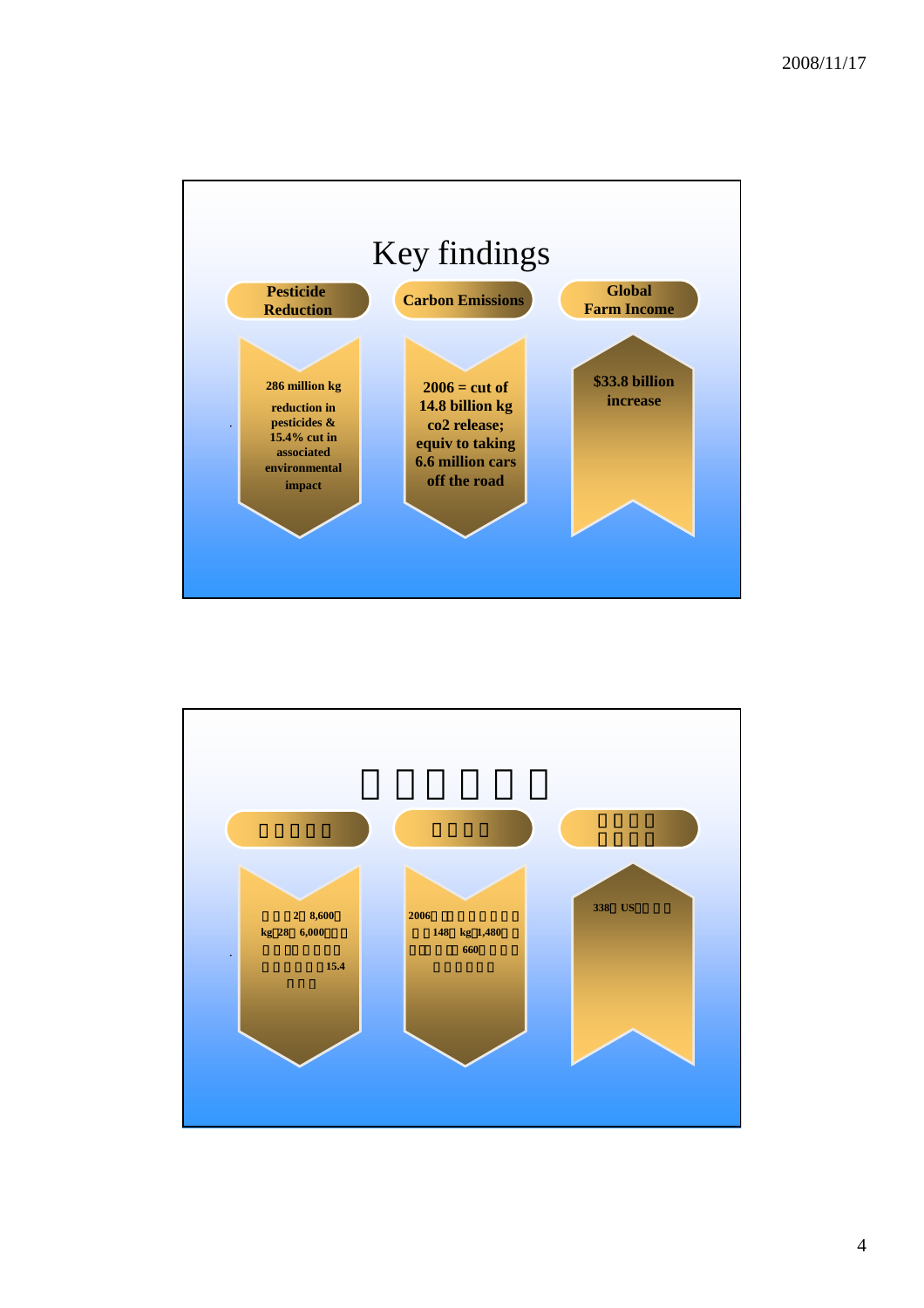# Key findings

**Pesticide Reduction**

**286 million kg reduction in pesticides & 15.4% cut in associated environmental impact**

**Carbon Emissions**

**2006 = cut of 14.8 billion kg co2 release; equiv to taking 6.6 million cars off the road**

**Global Farm Income**

**$33.8 billion increase**

# 

**2 8,600 kg 28 6,000 15.4**

**2006 148 kg 1,480 660**

**338 US**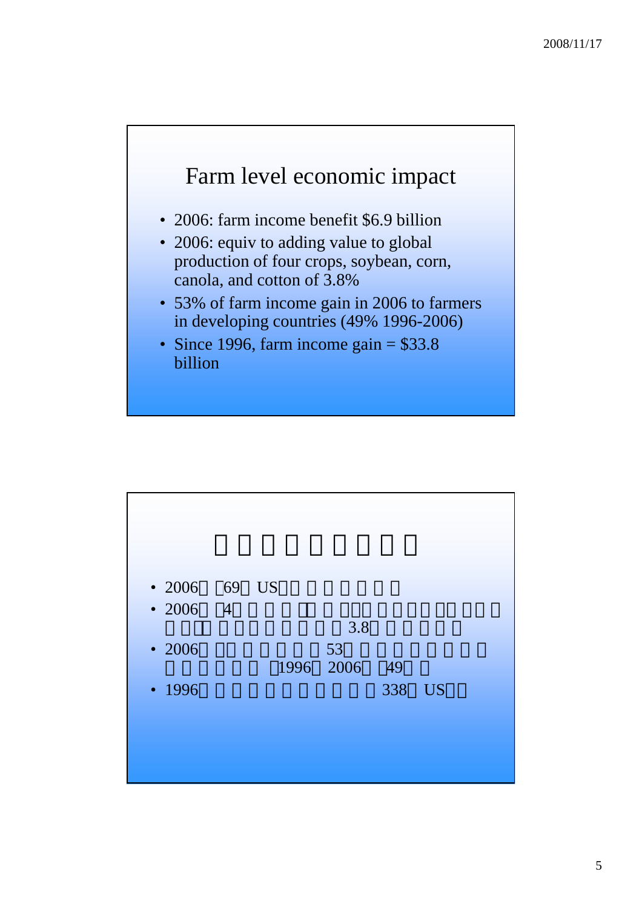## Farm level economic impact

- 2006: farm income benefit $6.9 billion
- 2006: equiv to adding value to global production of four crops, soybean, corn, canola, and cotton of 3.8%
- 53% of farm income gain in 2006 to farmers in developing countries (49% 1996-2006)
- Since 1996, farm income gain = $33.8 billion

---

- 2006 69 US
- 2006 4 3.8
- 2006 53 1996 2006 49
- 1996 338 US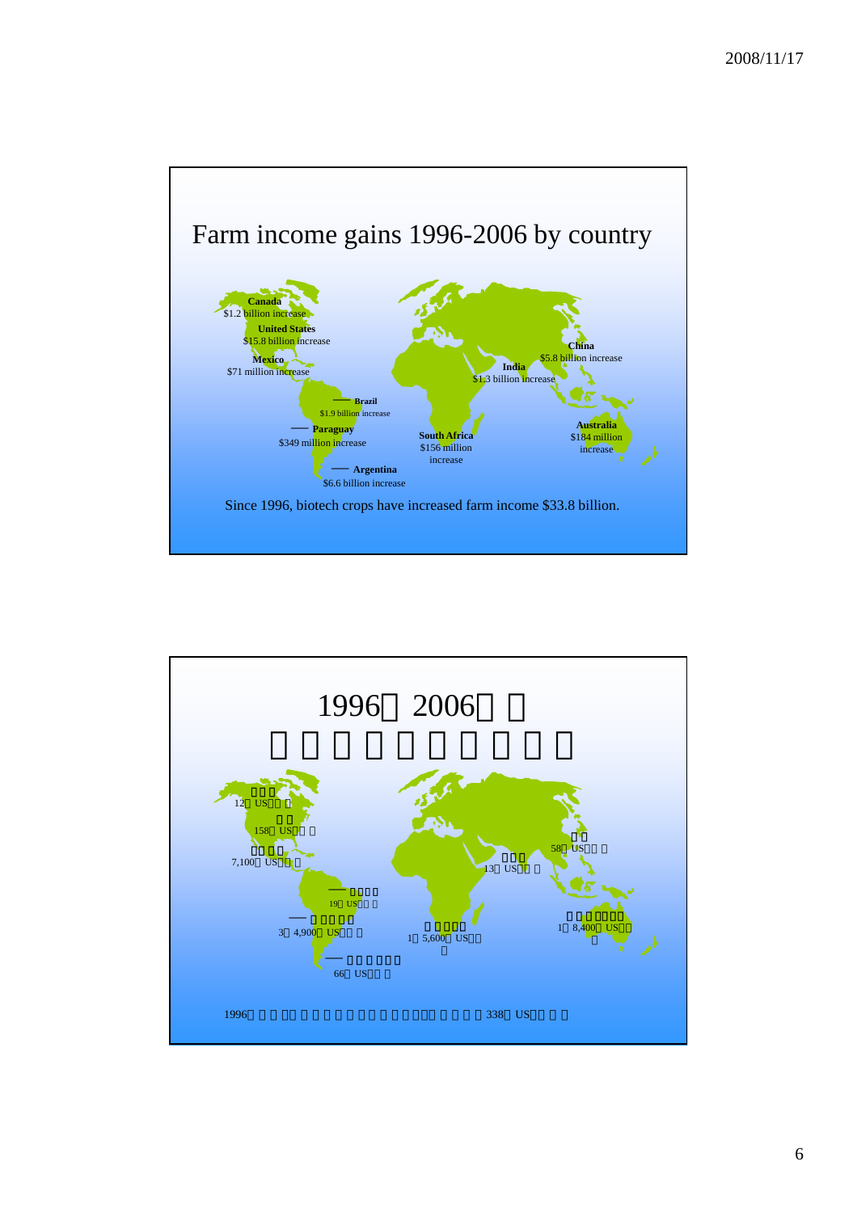# Farm income gains 1996-2006 by country

**Canada**
$1.2 billion increase

**United States**
$15.8 billion increase

**Mexico**
$71 million increase

**Brazil**
$1.9 billion increase

**Paraguay**
$349 million increase

**Argentina**
$6.6 billion increase

**South Africa**
$156 million increase

**India**
$1.3 billion increase

**China**
$5.8 billion increase

**Australia**
$184 million increase

Since 1996, biotech crops have increased farm income $33.8 billion.

# 1996～2006年

12億 US$

158億 US$

7,100万 US$

19億 US$

3億 4,900万 US$

66億 US$

1億 5,600万 US$

13億 US$

58億 US$

1億 8,400万 US$

338億 US$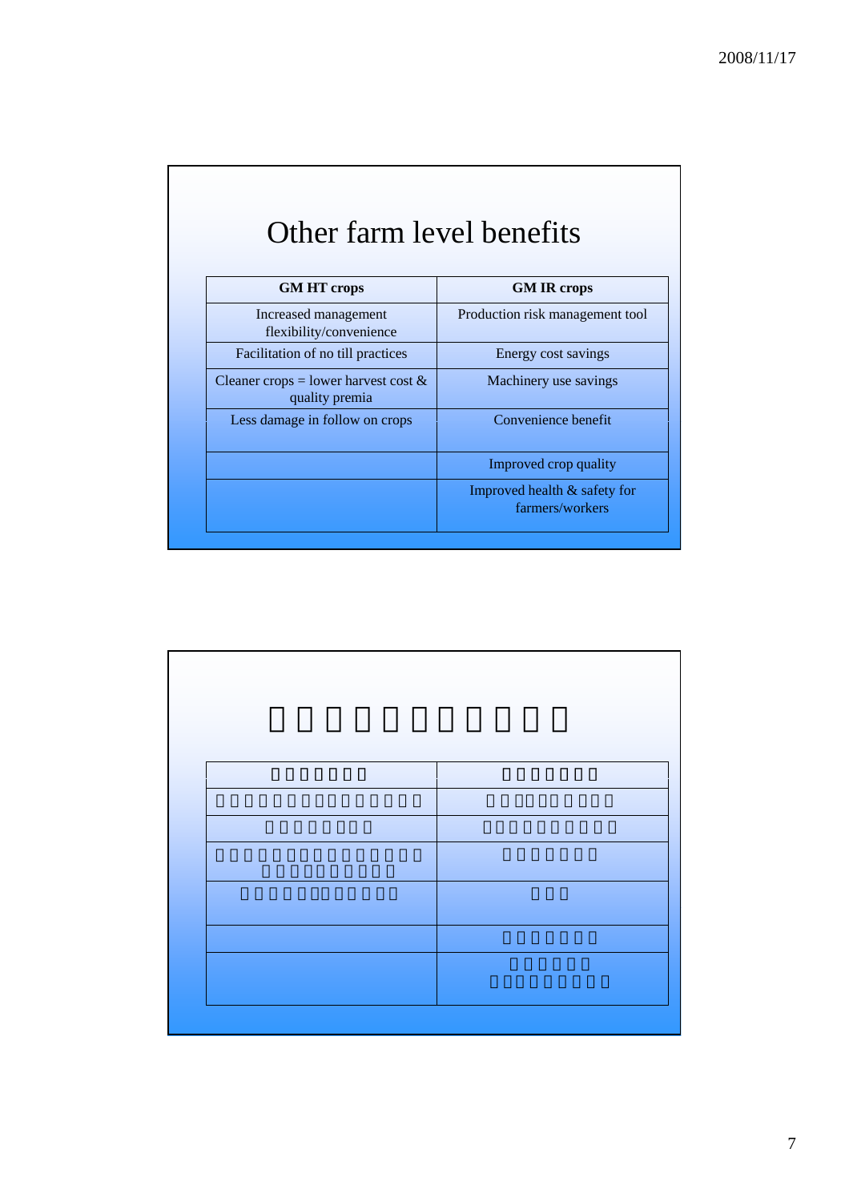# Other farm level benefits

| GM HT crops | GM IR crops |
|---|---|
| Increased management flexibility/convenience | Production risk management tool |
| Facilitation of no till practices | Energy cost savings |
| Cleaner crops = lower harvest cost & quality premia | Machinery use savings |
| Less damage in follow on crops | Convenience benefit |
| | Improved crop quality |
| | Improved health & safety for farmers/workers |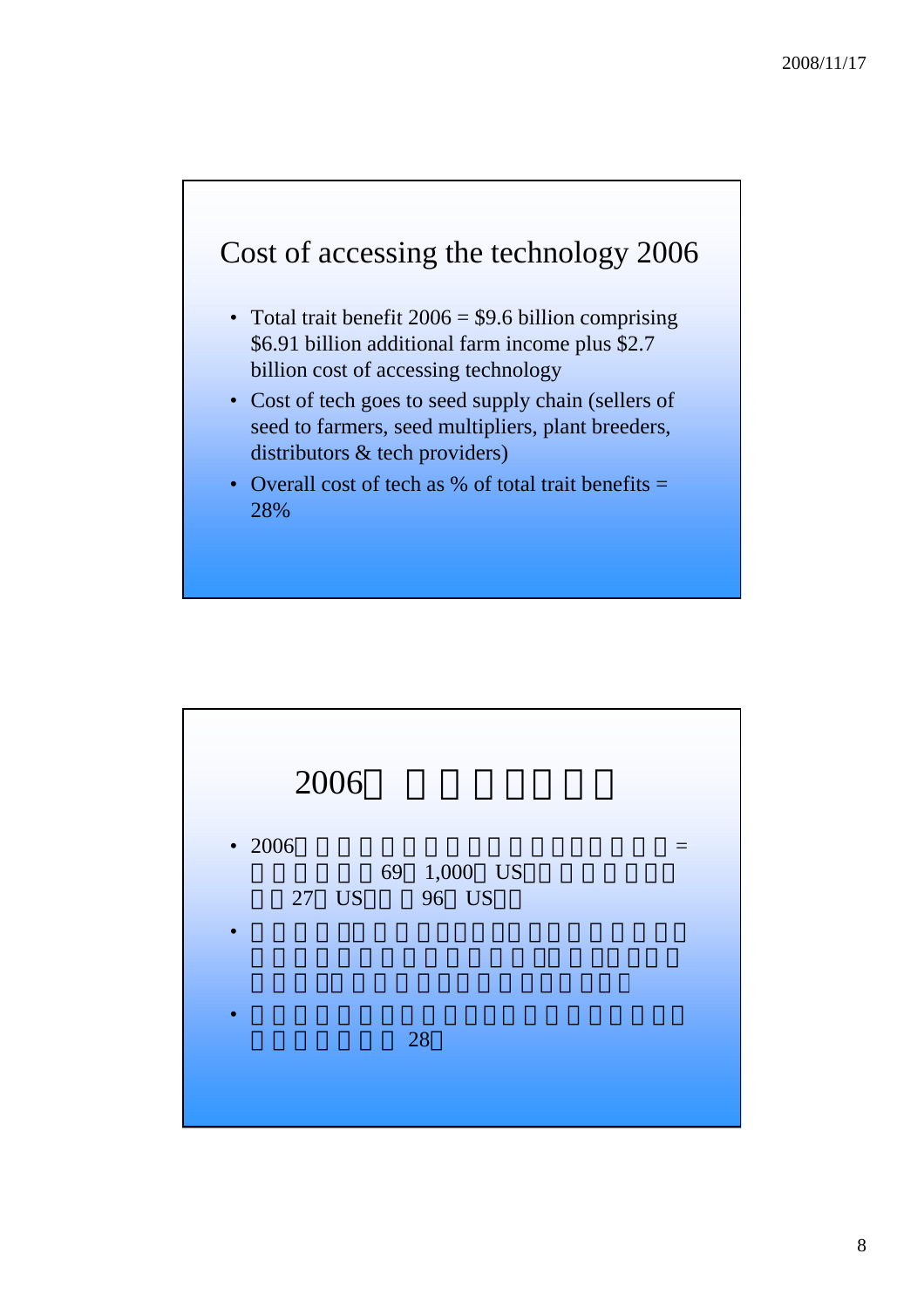## Cost of accessing the technology 2006

- Total trait benefit 2006 = $9.6 billion comprising $6.91 billion additional farm income plus $2.7 billion cost of accessing technology
- Cost of tech goes to seed supply chain (sellers of seed to farmers, seed multipliers, plant breeders, distributors & tech providers)
- Overall cost of tech as % of total trait benefits = 28%

## 2006

- 2006 = 69 1,000 US 27 US 96 US
- 
- 28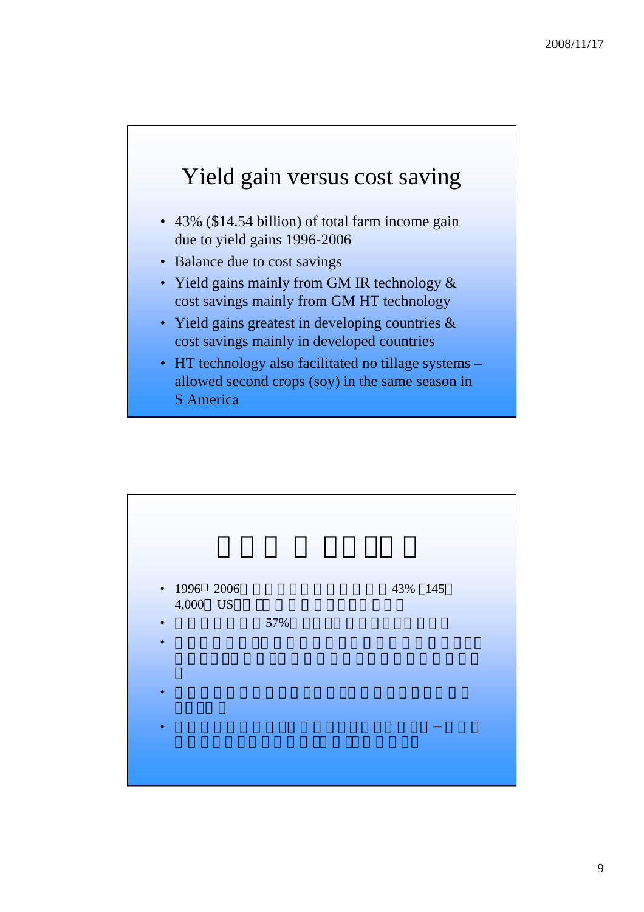## Yield gain versus cost saving

- 43% ($14.54 billion) of total farm income gain due to yield gains 1996-2006
- Balance due to cost savings
- Yield gains mainly from GM IR technology & cost savings mainly from GM HT technology
- Yield gains greatest in developing countries & cost savings mainly in developed countries
- HT technology also facilitated no tillage systems – allowed second crops (soy) in the same season in S America

- 1996 2006 43% 145 4,000 US
- 57%
- 
- 
- −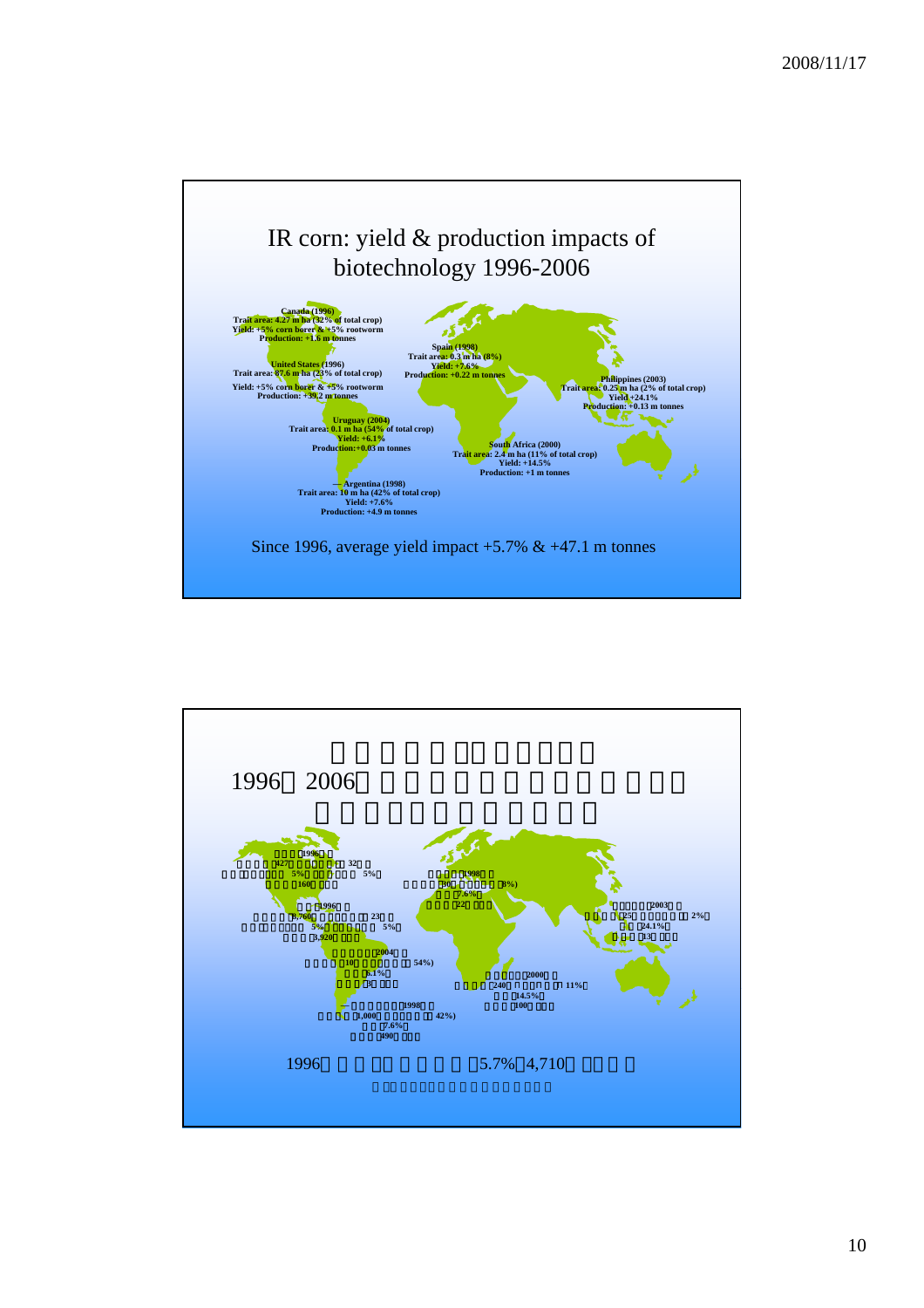# IR corn: yield & production impacts of biotechnology 1996-2006

Canada (1996)
Trait area: 4.27 m ha (32% of total crop)
Yield: +5% corn borer & +5% rootworm
Production: +1.6 m tonnes

United States (1996)
Trait area: 87.6 m ha (23% of total crop)
Yield: +5% corn borer & +5% rootworm
Production: +39.2 m tonnes

Uruguay (2004)
Trait area: 0.1 m ha (54% of total crop)
Yield: +6.1%
Production:+0.03 m tonnes

Argentina (1998)
Trait area: 10 m ha (42% of total crop)
Yield: +7.6%
Production: +4.9 m tonnes

Spain (1998)
Trait area: 0.3 m ha (8%)
Yield: +7.6%
Production: +0.22 m tonnes

South Africa (2000)
Trait area: 2.4 m ha (11% of total crop)
Yield: +14.5%
Production: +1 m tonnes

Philippines (2003)
Trait area: 0.25 m ha (2% of total crop)
Yield +24.1%
Production: +0.13 m tonnes

Since 1996, average yield impact +5.7% & +47.1 m tonnes

---

1996 2006

1996 427 32
5% 5%
160

1996
8,760 23
5% 5%
3,920

2004
10 54%)
6.1%
3

1998
1,000 42%)
7.6%
490

1998
30 8%)
7.6%
22

2000
240 11%
14.5%
100

2003
25 2%
24.1%
13

1996 5.7% 4,710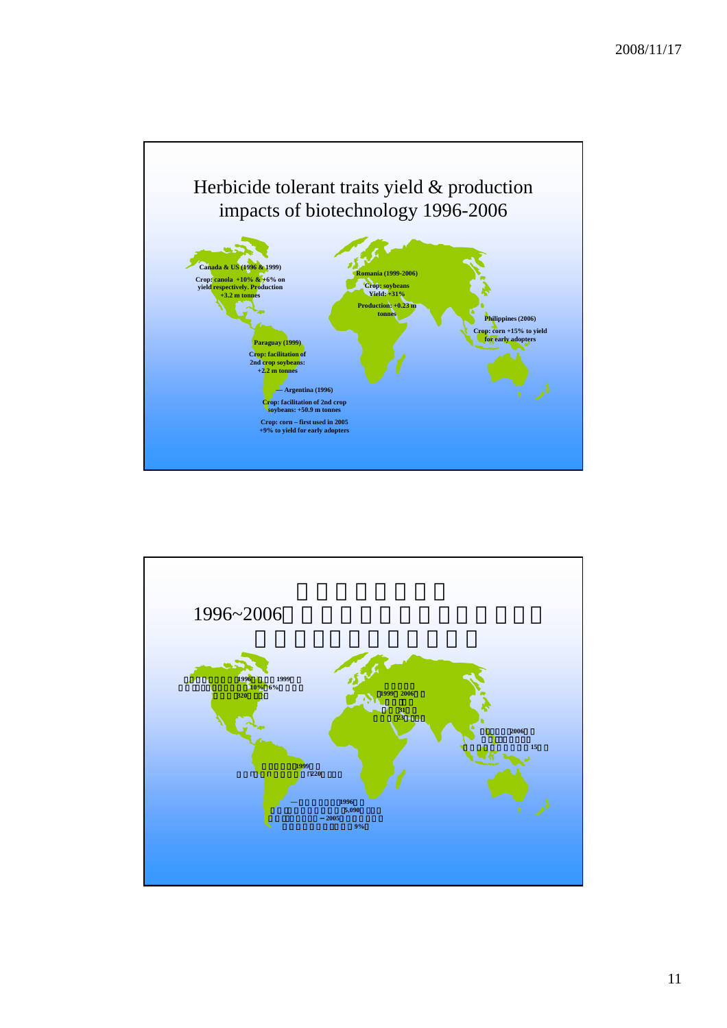## Herbicide tolerant traits yield & production impacts of biotechnology 1996-2006

**Canada & US (1996 & 1999)**
**Crop: canola +10% & +6% on yield respectively. Production +3.2 m tonnes**

**Romania (1999-2006)**
**Crop: soybeans**
**Yield: +31%**
**Production: +0.23 m tonnes**

**Philippines (2006)**
**Crop: corn +15% to yield for early adopters**

**Paraguay (1999)**
**Crop: facilitation of 2nd crop soybeans: +2.2 m tonnes**

**Argentina (1996)**
**Crop: facilitation of 2nd crop soybeans: +50.9 m tonnes**
**Crop: corn – first used in 2005 +9% to yield for early adopters**

---

## 1996~2006

**1996 1999**
**10% 6%**
**320**

**1999 2006**
**31**
**23**

**2006**
**15**

**1999**
**220**

**1996**
**5,090**
**2005**
**9%**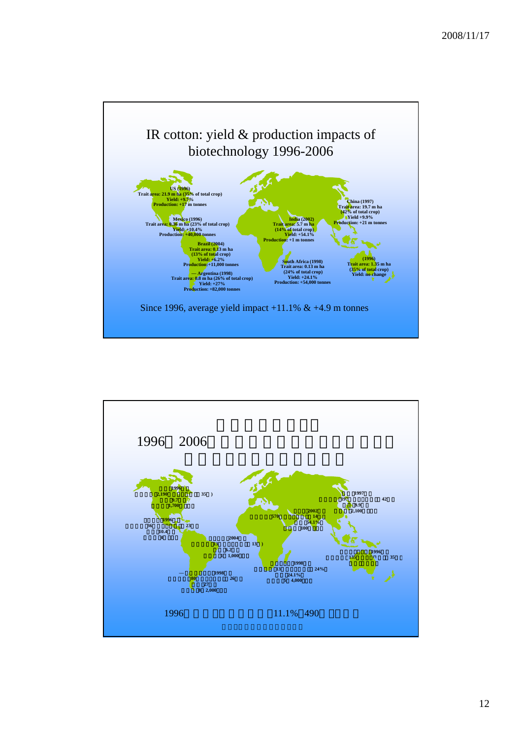# IR cotton: yield & production impacts of biotechnology 1996-2006

US (1996)
Trait area: 21.9 m ha (35% of total crop)
Yield: +9.7%
Production: +17 m tonnes

Mexico (1996)
Trait area: 0.36 m ha (23% of total crop)
Yield: +10.4%
Production: +40,000 tonnes

Brazil (2004)
Trait area: 0.13 m ha
(13% of total crop)
Yield: +6.2%
Production:+11,000 tonnes

Argentina (1998)
Trait area: 0.8 m ha (26% of total crop)
Yield: +27%
Production: +82,000 tonnes

India (2002)
Trait area: 5.7 m ha
(14% of total crop)
Yield: +54.1%
Production: +1 m tonnes

South Africa (1998)
Trait area: 0.13 m ha
(24% of total crop)
Yield: +24.1%
Production: +54,000 tonnes

China (1997)
Trait area: 19.7 m ha
(42% of total crop)
Yield +9.9%
Production: +21 m tonnes

(1996)
Trait area: 1.35 m ha
(35% of total crop)
Yield: no change

Since 1996, average yield impact +11.1% & +4.9 m tonnes

---

1996　2006

1996　11.1%　490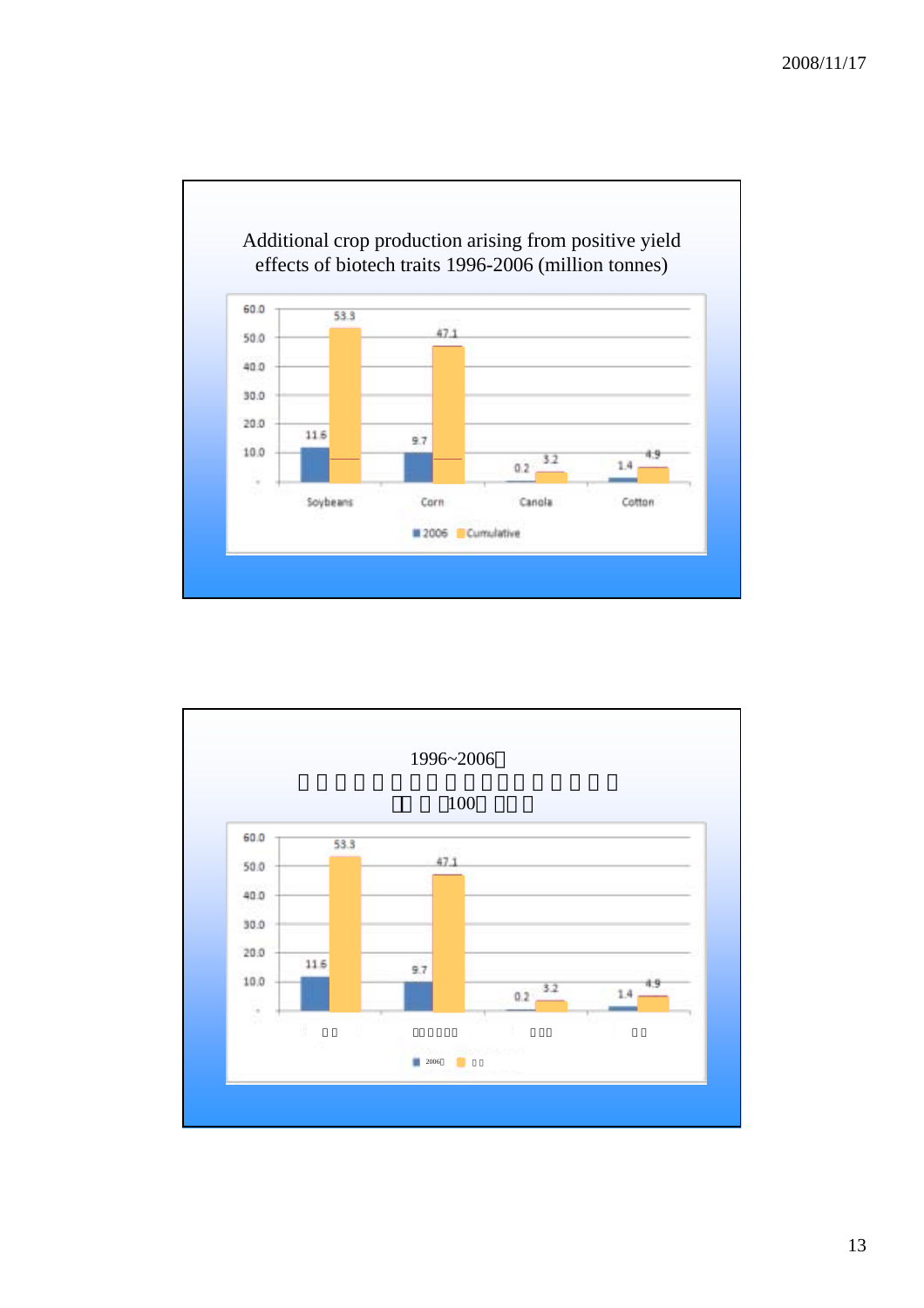## Additional crop production arising from positive yield effects of biotech traits 1996-2006 (million tonnes)

| | 2006 | Cumulative |
|---|---|---|
| Soybeans | 11.6 | 53.3 |
| Corn | 9.7 | 47.1 |
| Canola | 0.2 | 3.2 |
| Cotton | 1.4 | 4.9 |

## 1996~2006

| | 2006 | |
|---|---|---|
| | 11.6 | 53.3 |
| | 9.7 | 47.1 |
| | 0.2 | 3.2 |
| | 1.4 | 4.9 |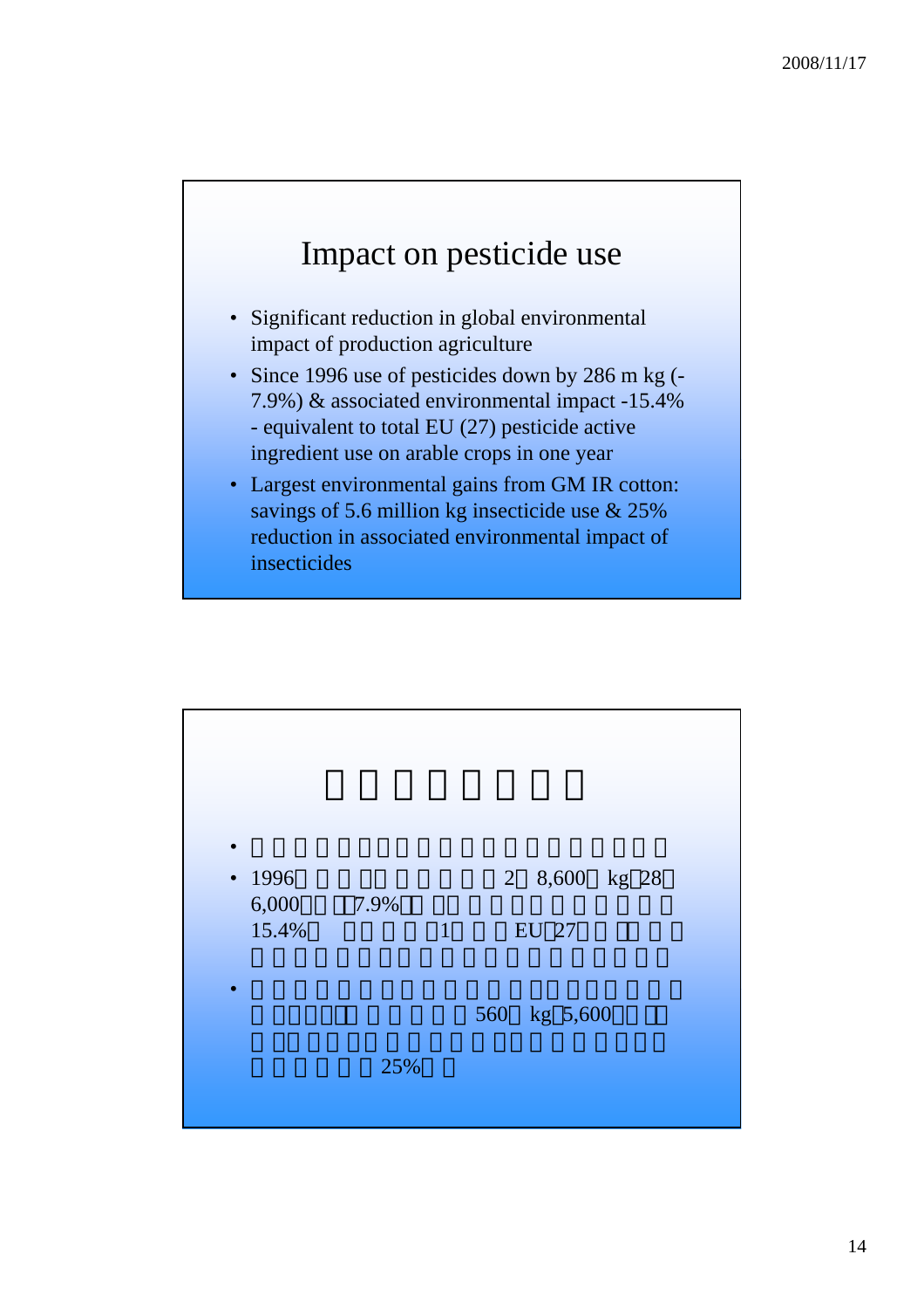## Impact on pesticide use

- Significant reduction in global environmental impact of production agriculture
- Since 1996 use of pesticides down by 286 m kg (-7.9%) & associated environmental impact -15.4% - equivalent to total EU (27) pesticide active ingredient use on arable crops in one year
- Largest environmental gains from GM IR cotton: savings of 5.6 million kg insecticide use & 25% reduction in associated environmental impact of insecticides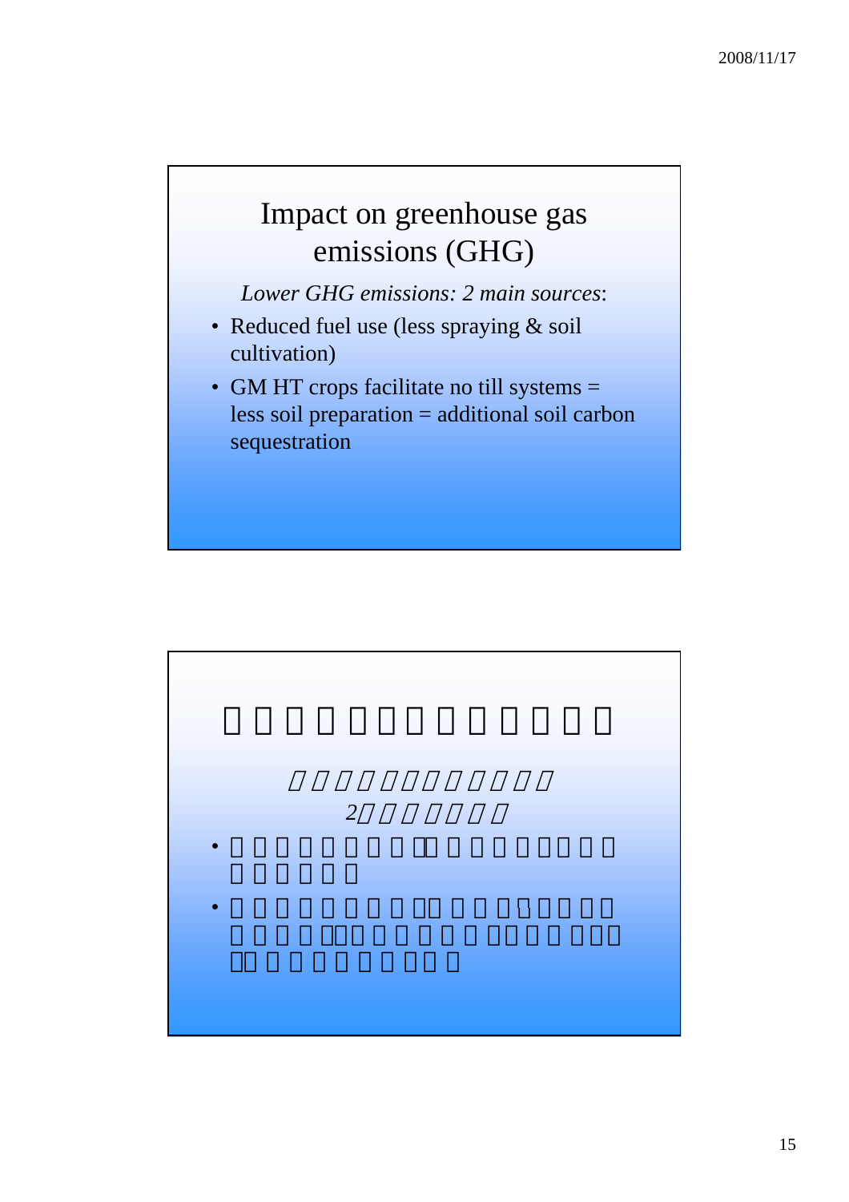## Impact on greenhouse gas emissions (GHG)

*Lower GHG emissions: 2 main sources*:

- Reduced fuel use (less spraying & soil cultivation)
- GM HT crops facilitate no till systems = less soil preparation = additional soil carbon sequestration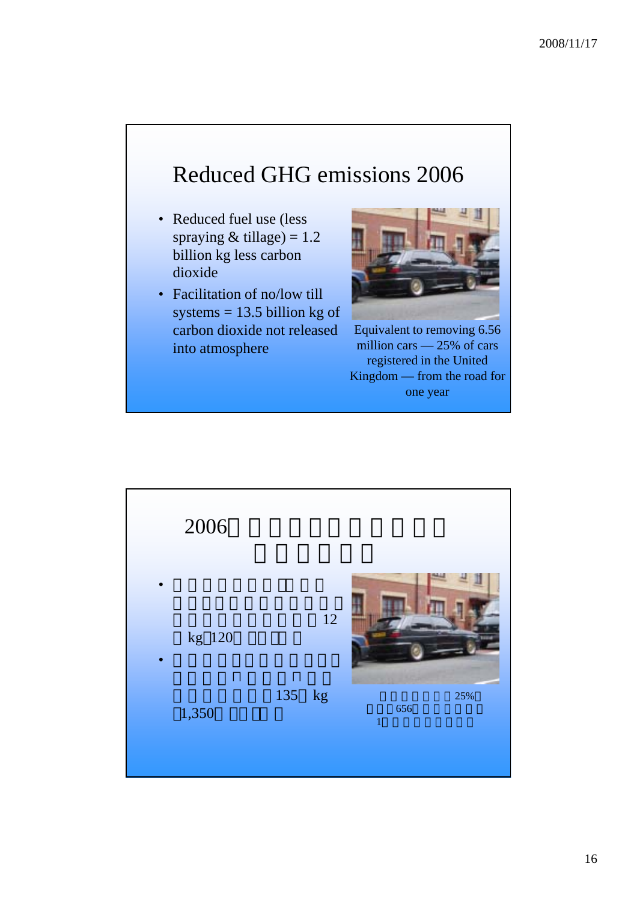## Reduced GHG emissions 2006

- Reduced fuel use (less spraying & tillage) = 1.2 billion kg less carbon dioxide
- Facilitation of no/low till systems = 13.5 billion kg of carbon dioxide not released into atmosphere

Equivalent to removing 6.56 million cars — 25% of cars registered in the United Kingdom — from the road for one year

## 2006

- 12 kg 120
- 135 kg 1,350

25% 656 1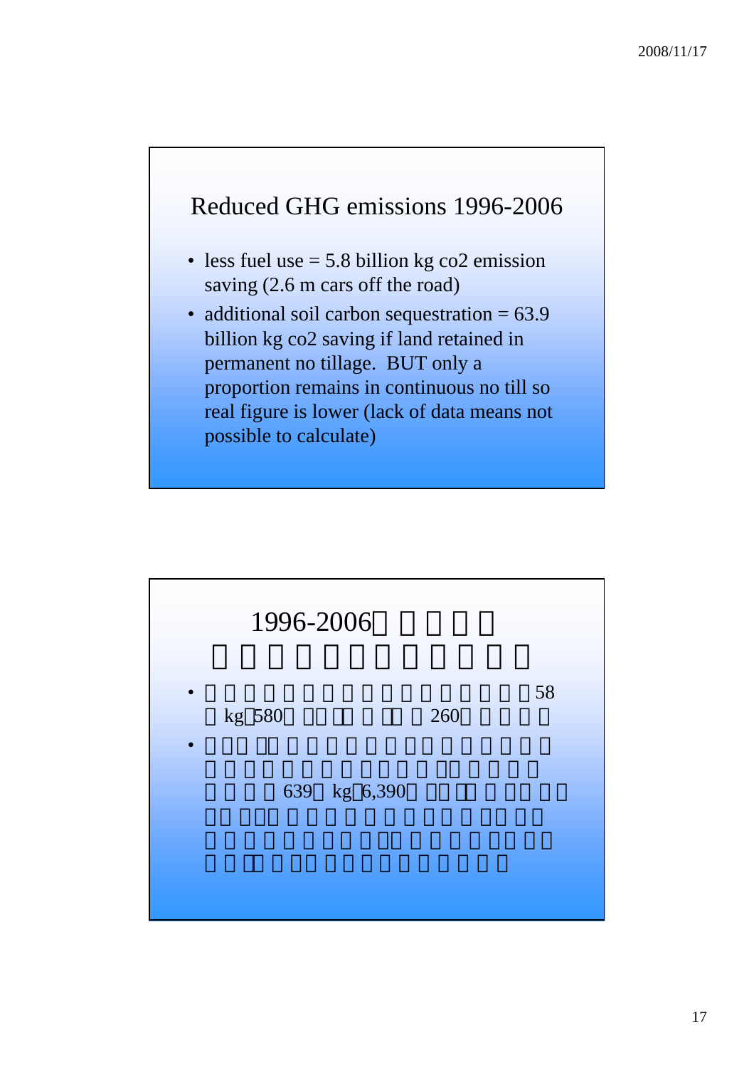## Reduced GHG emissions 1996-2006

- less fuel use = 5.8 billion kg co2 emission saving (2.6 m cars off the road)
- additional soil carbon sequestration = 63.9 billion kg co2 saving if land retained in permanent no tillage. BUT only a proportion remains in continuous no till so real figure is lower (lack of data means not possible to calculate)

## 1996-2006

- 58 kg 580 260
- 639 kg 6,390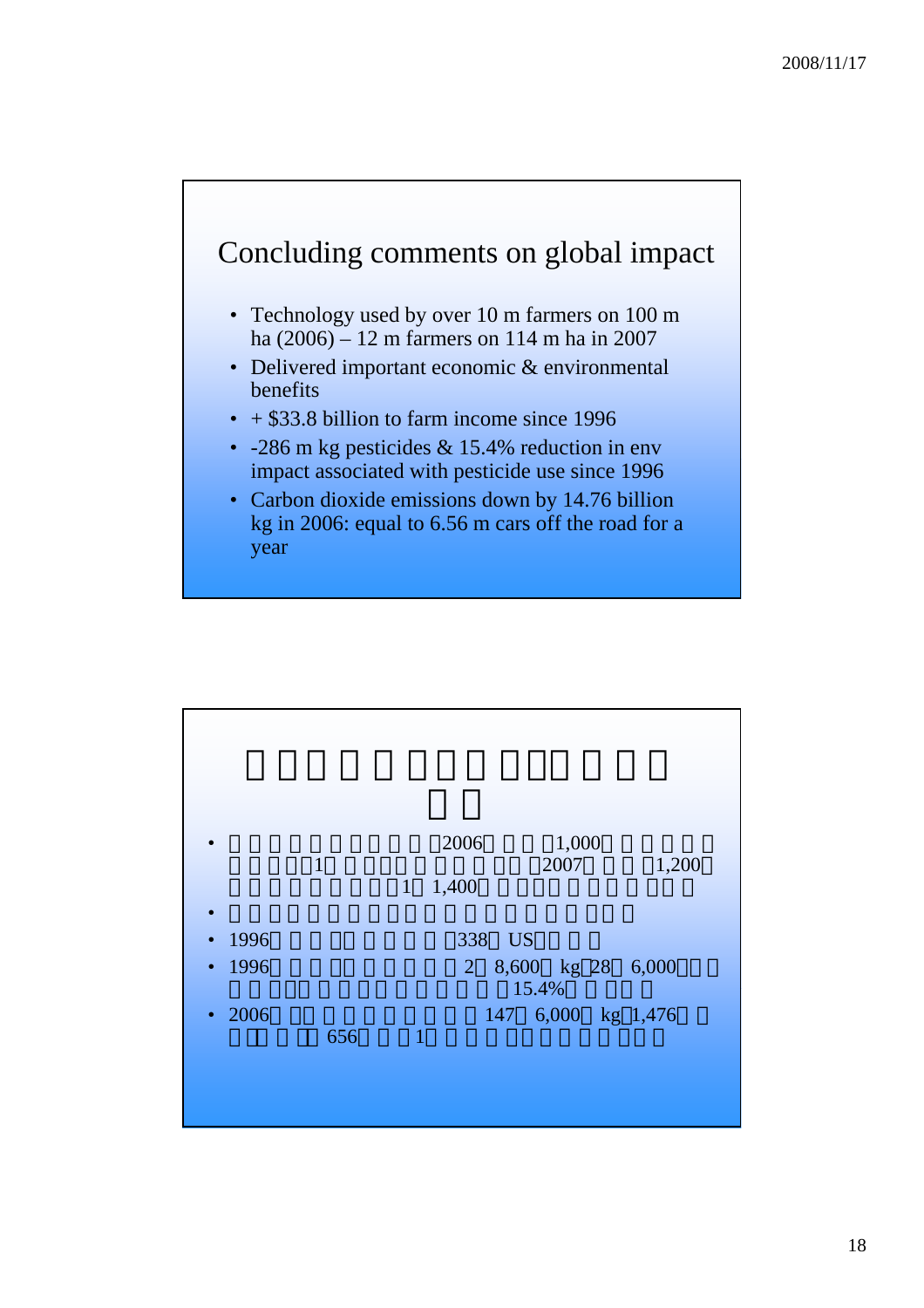## Concluding comments on global impact

- Technology used by over 10 m farmers on 100 m ha (2006) – 12 m farmers on 114 m ha in 2007
- Delivered important economic & environmental benefits
- + $33.8 billion to farm income since 1996
- -286 m kg pesticides & 15.4% reduction in env impact associated with pesticide use since 1996
- Carbon dioxide emissions down by 14.76 billion kg in 2006: equal to 6.56 m cars off the road for a year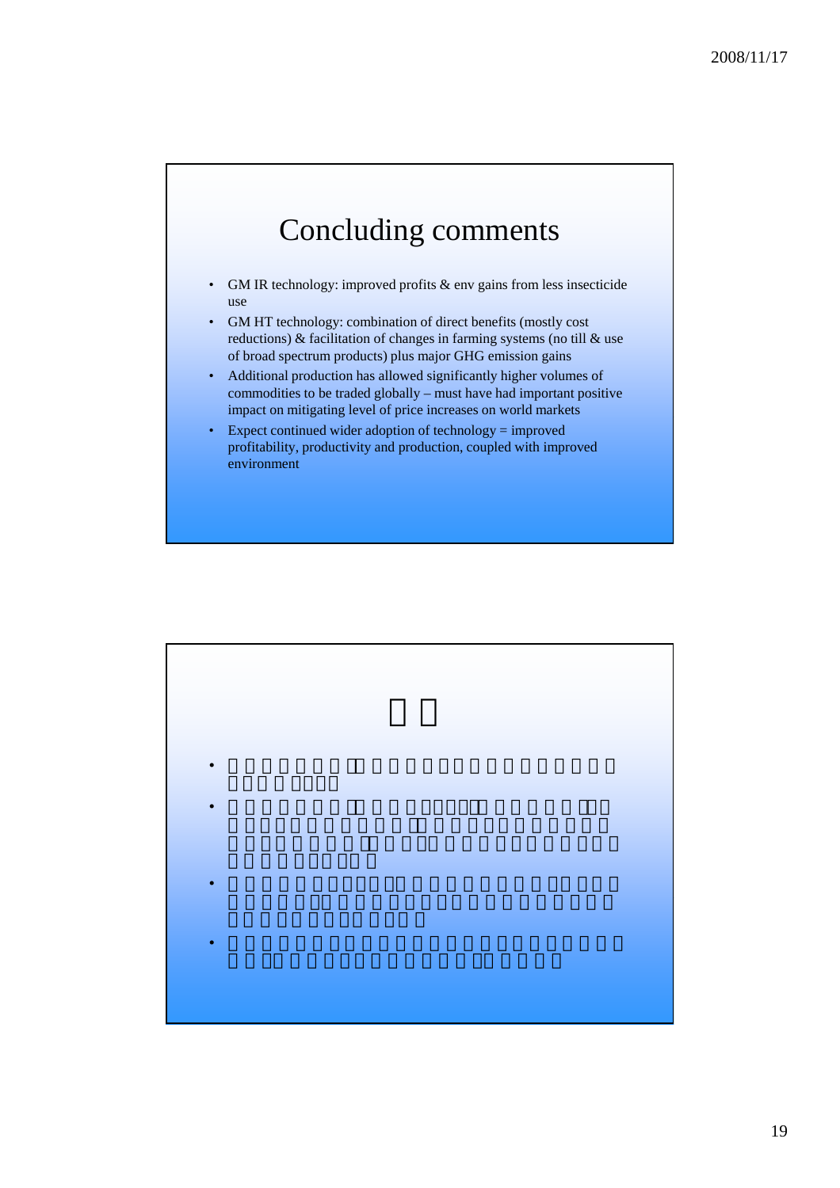# Concluding comments

- GM IR technology: improved profits & env gains from less insecticide use
- GM HT technology: combination of direct benefits (mostly cost reductions) & facilitation of changes in farming systems (no till & use of broad spectrum products) plus major GHG emission gains
- Additional production has allowed significantly higher volumes of commodities to be traded globally – must have had important positive impact on mitigating level of price increases on world markets
- Expect continued wider adoption of technology = improved profitability, productivity and production, coupled with improved environment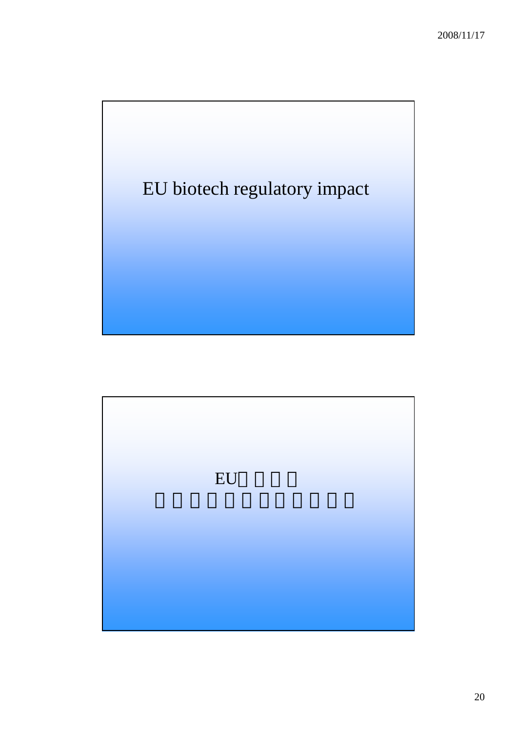# EU biotech regulatory impact

# EU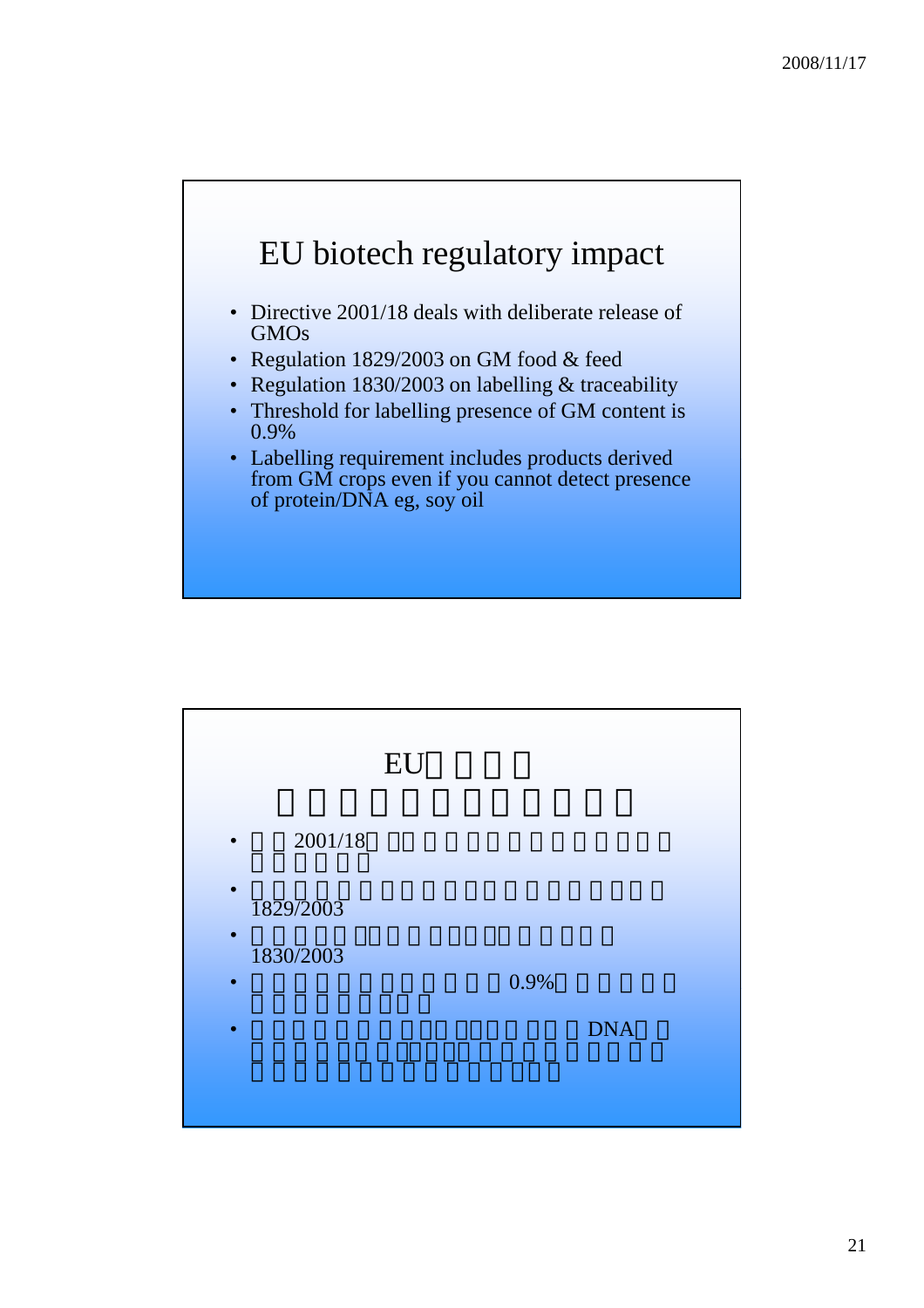# EU biotech regulatory impact

- Directive 2001/18 deals with deliberate release of GMOs
- Regulation 1829/2003 on GM food & feed
- Regulation 1830/2003 on labelling & traceability
- Threshold for labelling presence of GM content is 0.9%
- Labelling requirement includes products derived from GM crops even if you cannot detect presence of protein/DNA eg, soy oil

# EU

- 2001/18
- 1829/2003
- 1830/2003
- 0.9%
- DNA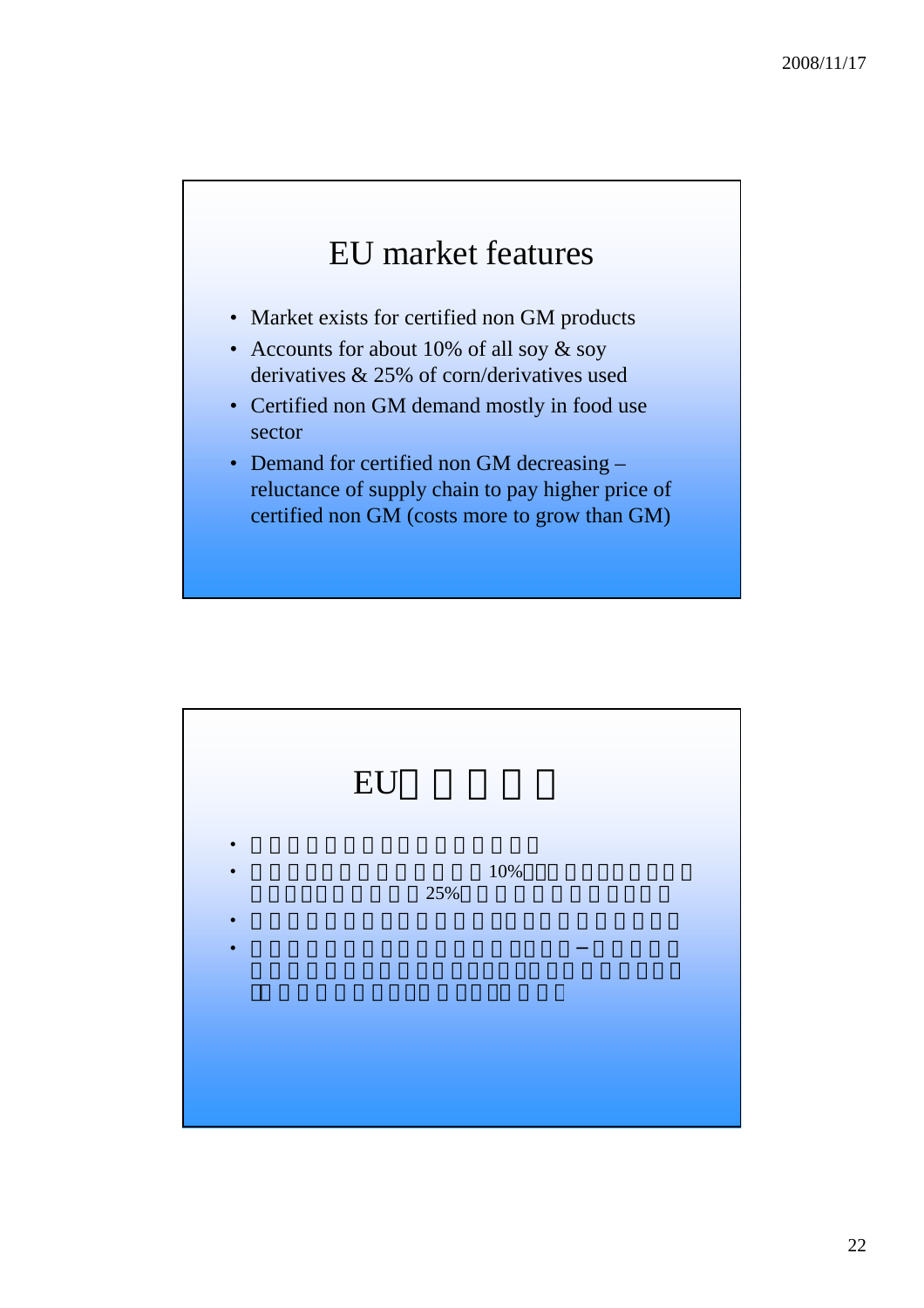## EU market features

- Market exists for certified non GM products
- Accounts for about 10% of all soy & soy derivatives & 25% of corn/derivatives used
- Certified non GM demand mostly in food use sector
- Demand for certified non GM decreasing – reluctance of supply chain to pay higher price of certified non GM (costs more to grow than GM)

## EU

- 
- 10% 25%
- 
- –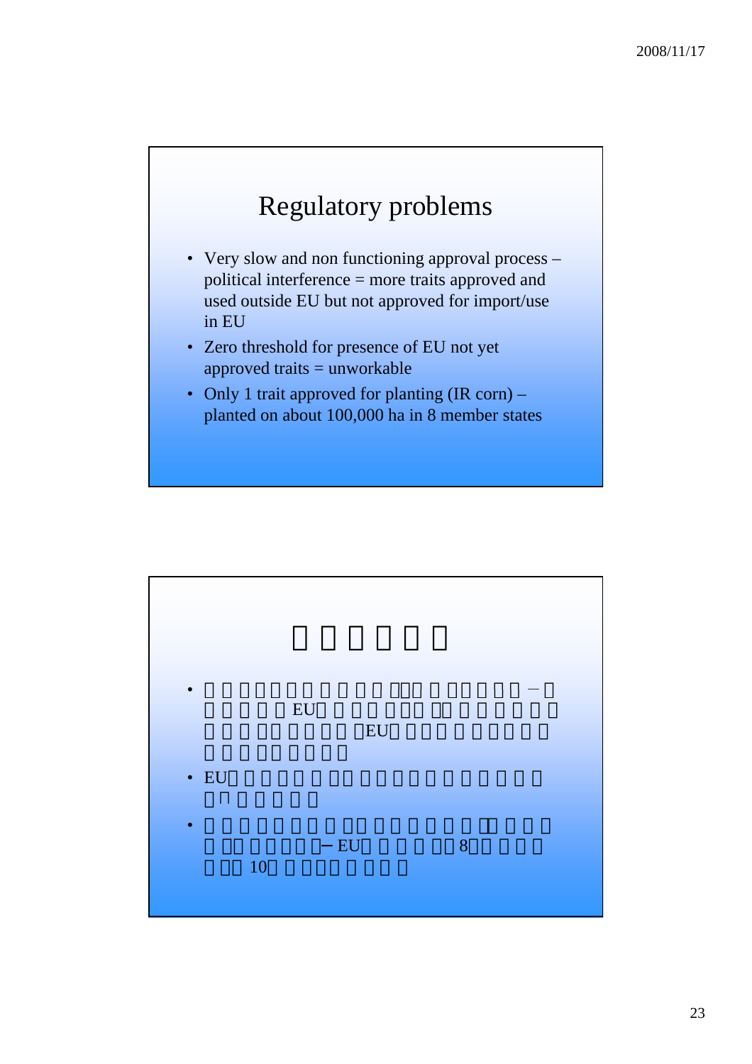## Regulatory problems

- Very slow and non functioning approval process – political interference = more traits approved and used outside EU but not approved for import/use in EU
- Zero threshold for presence of EU not yet approved traits = unworkable
- Only 1 trait approved for planting (IR corn) – planted on about 100,000 ha in 8 member states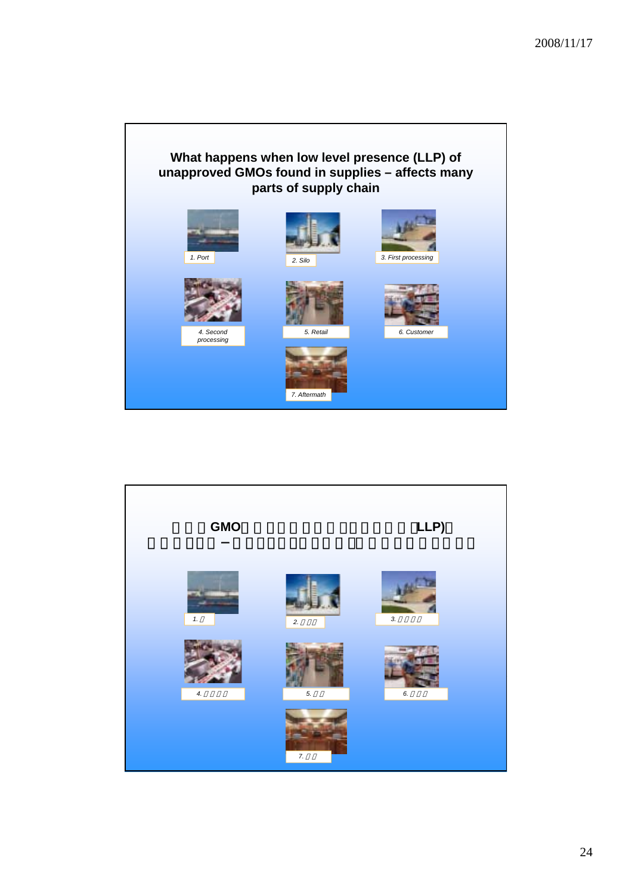## What happens when low level presence (LLP) of unapproved GMOs found in supplies – affects many parts of supply chain

1. Port
2. Silo
3. First processing
4. Second processing
5. Retail
6. Customer
7. Aftermath

## 　　　GMO　　　　　　　　　　　　　LLP)　
## 　　　　　　−　　　　　　　　　　　　　　　　　　

1. 
2. 
3. 
4. 
5. 
6. 
7.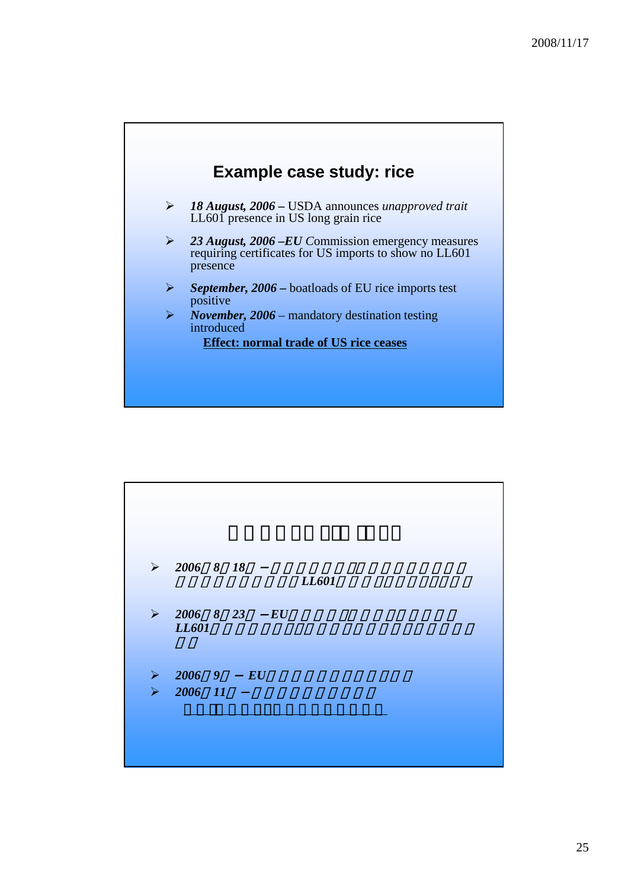## Example case study: rice

- ***18 August, 2006 –*** USDA announces *unapproved trait* LL601 presence in US long grain rice
- ***23 August, 2006 –EU*** *C*ommission emergency measures requiring certificates for US imports to show no LL601 presence
- ***September, 2006 –*** boatloads of EU rice imports test positive
- ***November, 2006*** – mandatory destination testing introduced

  **<u>Effect: normal trade of US rice ceases</u>**

---

- ***2006□8□18□ −□□□□□□□□□□□□□□□□□□□□□□□□□□□□□□LL601□□□□□□□□□□□□□□□***
- ***2006□8□23□ −EU□□□□□□□□□□□□□□□□□ LL601□□□□□□□□□□□□□□□□□□□□□□□□□□□□□***
- ***2006□9□ − EU□□□□□□□□□□□□□□□□***
- ***2006□11□ −□□□□□□□□□□□□□***

  <u>□□□□□□□□□□□□□□□□□□□□□□□□</u>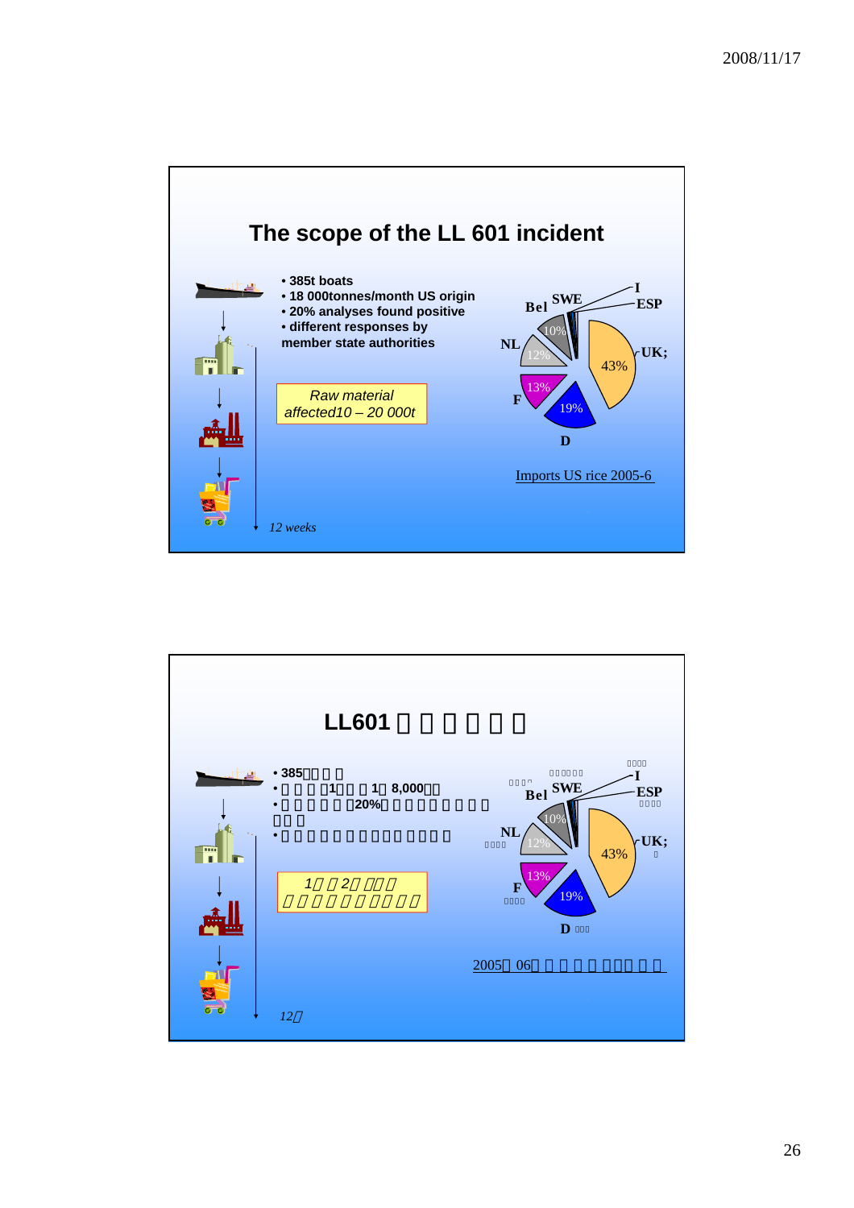## The scope of the LL 601 incident

- 385t boats
- 18 000tonnes/month US origin
- 20% analyses found positive
- different responses by member state authorities

*Raw material affected10 – 20 000t*

*12 weeks*

Bel SWE I ESP NL UK; F D

10% 12% 13% 19% 43%

Imports US rice 2005-6

## LL601

- 385
- 1 1 8,000
- 20%

*1 2*

2005 06

*12*

Bel SWE I ESP NL UK; F D

10% 12% 13% 19% 43%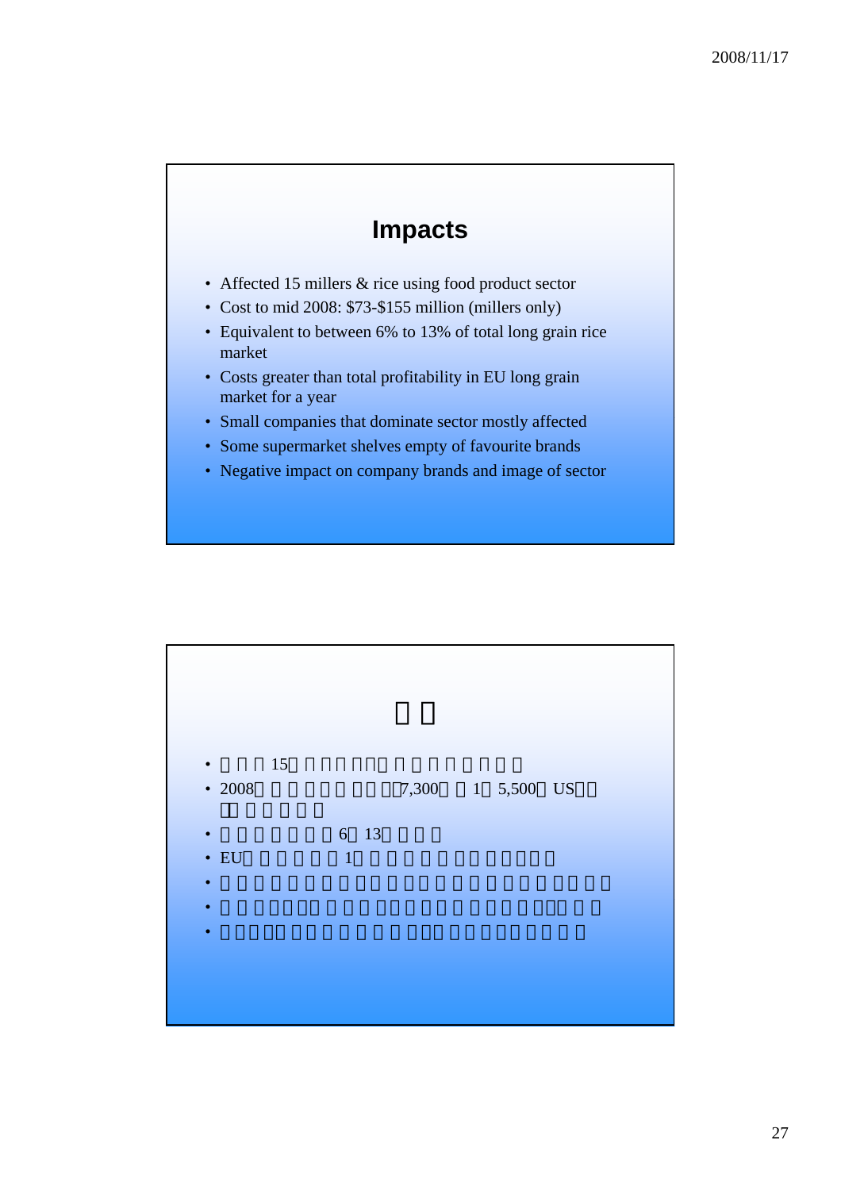## Impacts

- Affected 15 millers & rice using food product sector
- Cost to mid 2008: $73-$155 million (millers only)
- Equivalent to between 6% to 13% of total long grain rice market
- Costs greater than total profitability in EU long grain market for a year
- Small companies that dominate sector mostly affected
- Some supermarket shelves empty of favourite brands
- Negative impact on company brands and image of sector

---

- 15
- 2008 7,300 1 5,500 US
- 6 13
- EU 1
- 
- 
-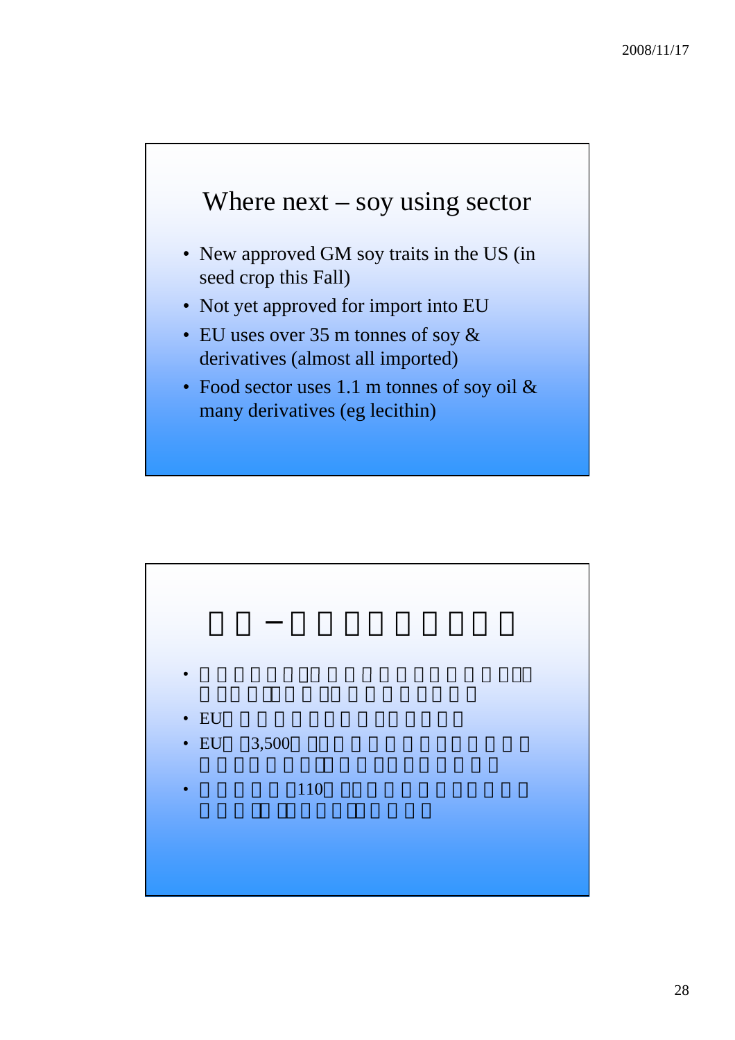## Where next – soy using sector

- New approved GM soy traits in the US (in seed crop this Fall)
- Not yet approved for import into EU
- EU uses over 35 m tonnes of soy & derivatives (almost all imported)
- Food sector uses 1.1 m tonnes of soy oil & many derivatives (eg lecithin)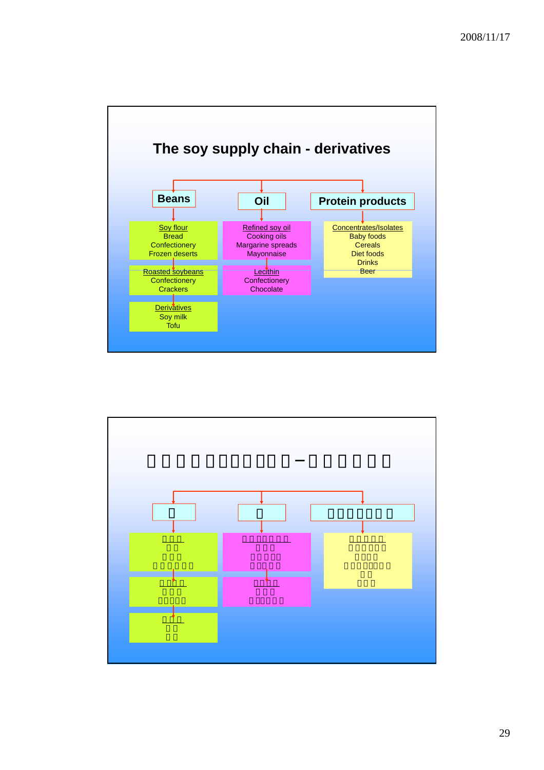## The soy supply chain - derivatives

**Beans**

- Soy flour
  - Bread
  - Confectionery
  - Frozen deserts
- Roasted soybeans
  - Confectionery
  - Crackers
- Derivatives
  - Soy milk
  - Tofu

**Oil**

- Refined soy oil
  - Cooking oils
  - Margarine spreads
  - Mayonnaise
- Lecithin
  - Confectionery
  - Chocolate

**Protein products**

- Concentrates/Isolates
  - Baby foods
  - Cereals
  - Diet foods
  - Drinks
  - Beer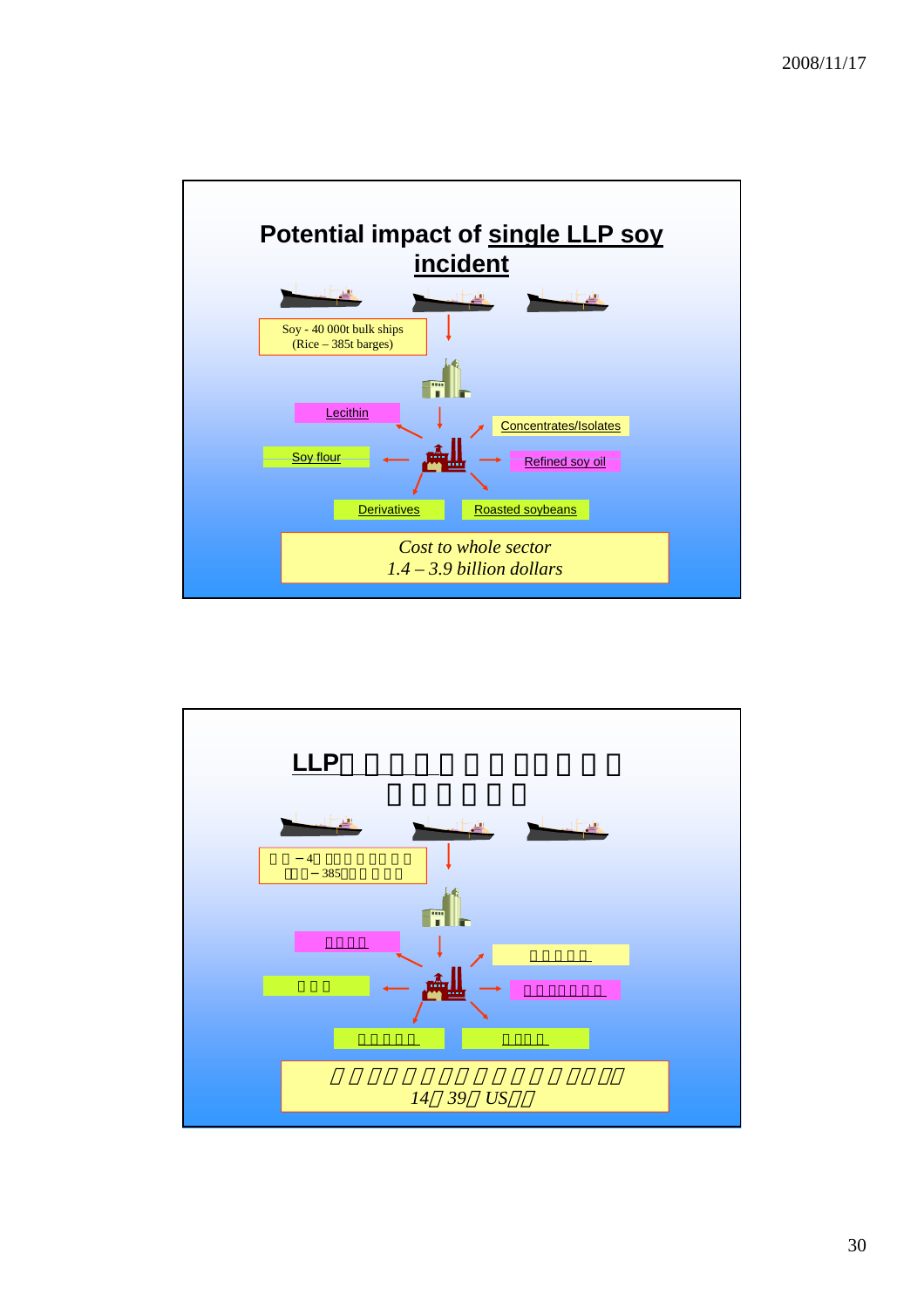## Potential impact of single LLP soy incident

Soy - 40 000t bulk ships
(Rice – 385t barges)

Lecithin

Concentrates/Isolates

Soy flour

Refined soy oil

Derivatives

Roasted soybeans

*Cost to whole sector*
*1.4 – 3.9 billion dollars*

---

## LLP

– 4
– 385

*14 39 US*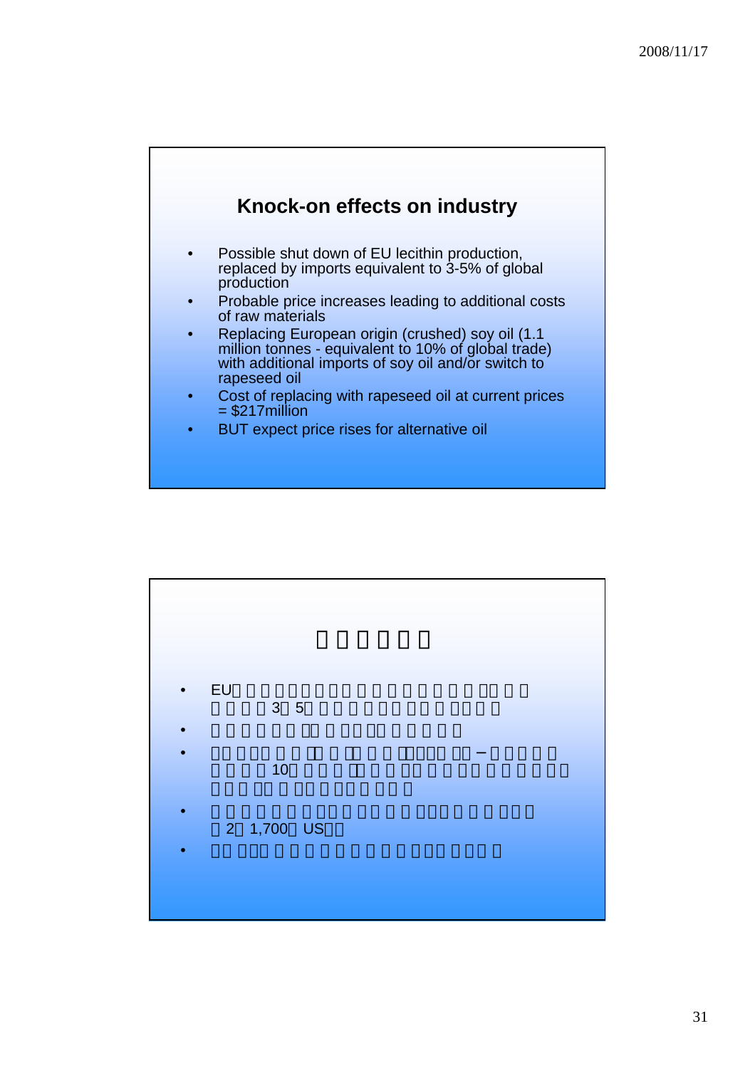## Knock-on effects on industry

- Possible shut down of EU lecithin production, replaced by imports equivalent to 3-5% of global production
- Probable price increases leading to additional costs of raw materials
- Replacing European origin (crushed) soy oil (1.1 million tonnes - equivalent to 10% of global trade) with additional imports of soy oil and/or switch to rapeseed oil
- Cost of replacing with rapeseed oil at current prices = $217million
- BUT expect price rises for alternative oil

- EU 3 5
-
- 10
- 2 1,700 US
-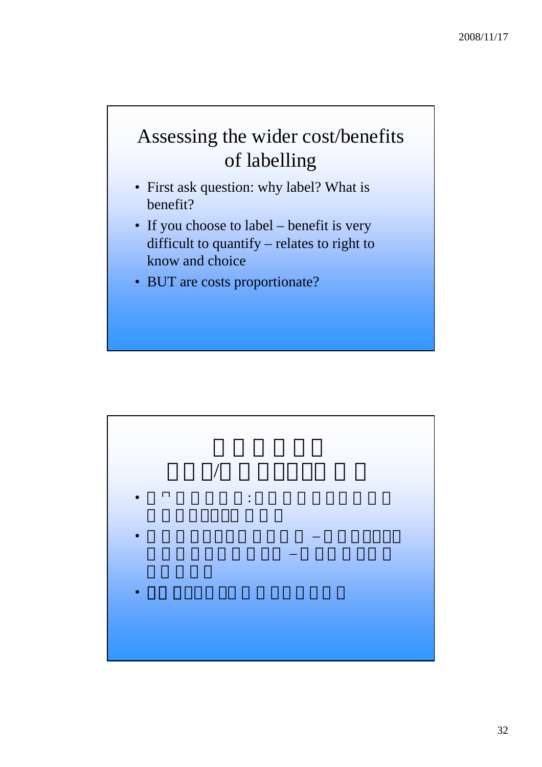## Assessing the wider cost/benefits of labelling

- First ask question: why label? What is benefit?
- If you choose to label – benefit is very difficult to quantify – relates to right to know and choice
- BUT are costs proportionate?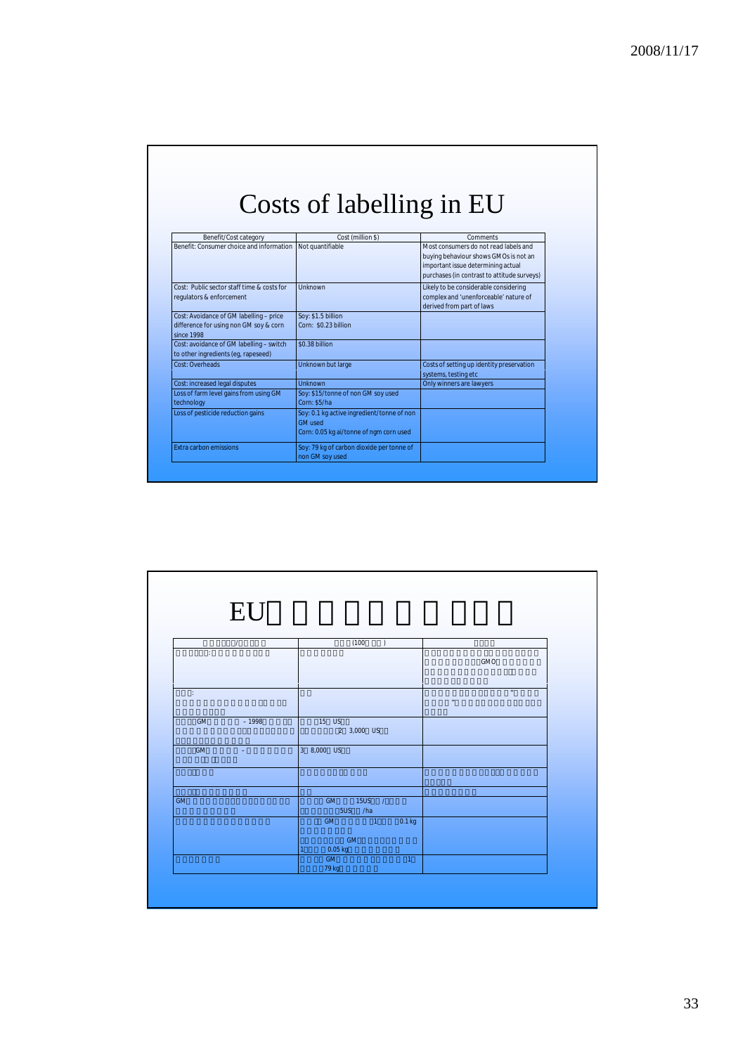# Costs of labelling in EU

| Benefit/Cost category | Cost (million $) | Comments |
| --- | --- | --- |
| Benefit: Consumer choice and information | Not quantifiable | Most consumers do not read labels and buying behaviour shows GMOs is not an important issue determining actual purchases (in contrast to attitude surveys) |
| Cost: Public sector staff time & costs for regulators & enforcement | Unknown | Likely to be considerable considering complex and 'unenforceable' nature of derived from part of laws |
| Cost: Avoidance of GM labelling – price difference for using non GM soy & corn since 1998 | Soy: $1.5 billion<br>Corn: $0.23 billion | |
| Cost: avoidance of GM labelling – switch to other ingredients (eg, rapeseed) | $0.38 billion | |
| Cost: Overheads | Unknown but large | Costs of setting up identity preservation systems, testing etc |
| Cost: increased legal disputes | Unknown | Only winners are lawyers |
| Loss of farm level gains from using GM technology | Soy: $15/tonne of non GM soy used<br>Corn: $5/ha | |
| Loss of pesticide reduction gains | Soy: 0.1 kg active ingredient/tonne of non GM used<br>Corn: 0.05 kg ai/tonne of ngm corn used | |
| Extra carbon emissions | Soy: 79 kg of carbon dioxide per tonne of non GM soy used | |

# EU

| / | (100 ) | |
| --- | --- | --- |
| : | | GMO |
| : | | " " |
| GM – 1998 | 15 US<br>2 3,000 US | |
| GM - | 3 8,000 US | |
| | | |
| | | |
| GM | GM 15US /<br>5US /ha | |
| | GM 1 0.1 kg<br>GM<br>1 0.05 kg | |
| | GM 1<br>79 kg | |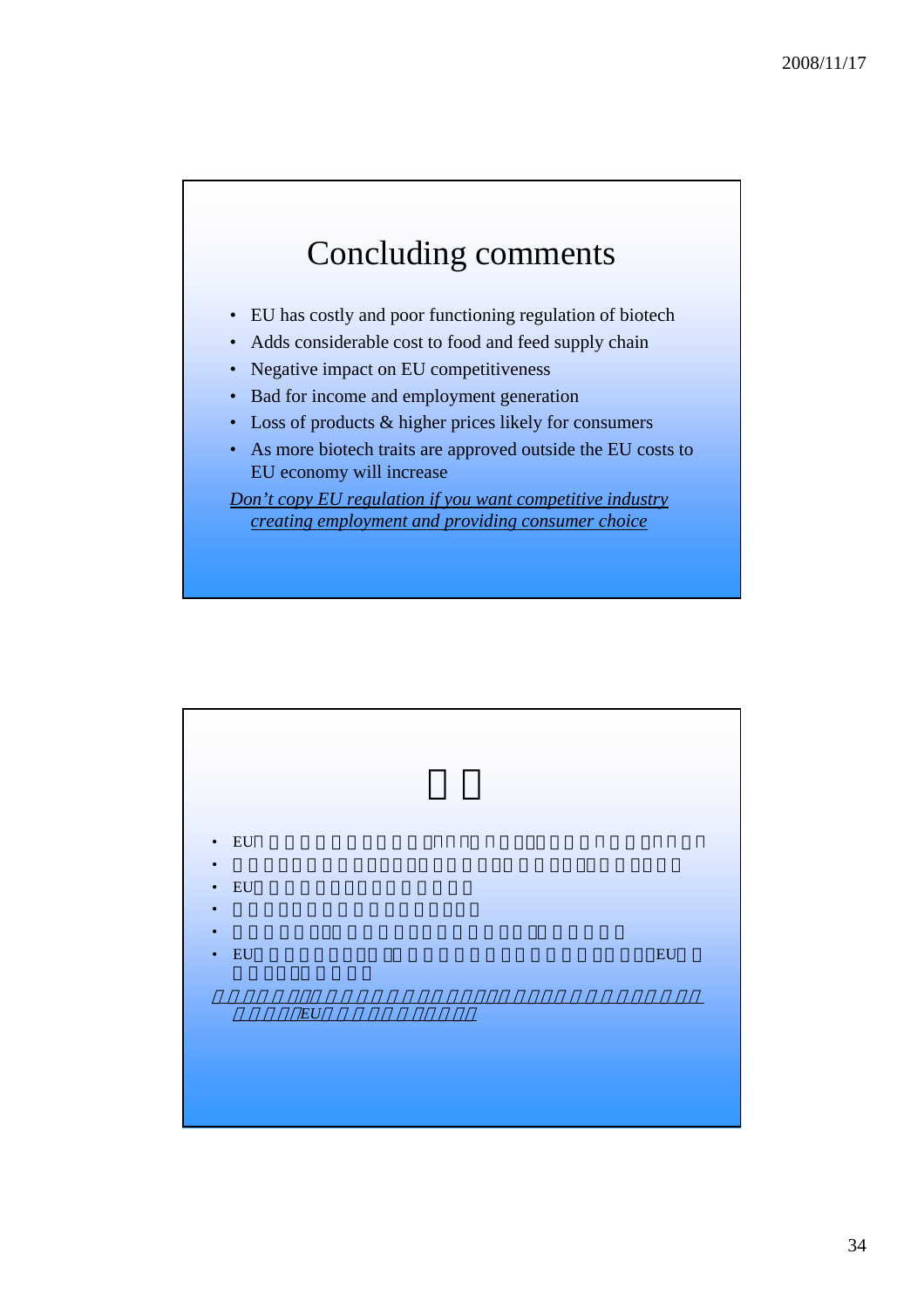# Concluding comments

- EU has costly and poor functioning regulation of biotech
- Adds considerable cost to food and feed supply chain
- Negative impact on EU competitiveness
- Bad for income and employment generation
- Loss of products & higher prices likely for consumers
- As more biotech traits are approved outside the EU costs to EU economy will increase

*Don’t copy EU regulation if you want competitive industry creating employment and providing consumer choice*